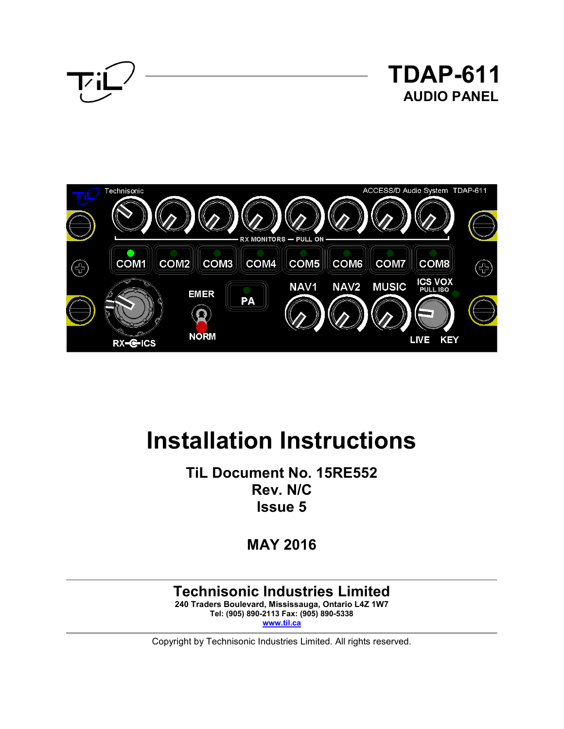# TDAP-611

## AUDIO PANEL

# Installation Instructions

### TiL Document No. 15RE552
### Rev. N/C
### Issue 5

### MAY 2016

## Technisonic Industries Limited

**240 Traders Boulevard, Mississauga, Ontario L4Z 1W7**
**Tel: (905) 890-2113 Fax: (905) 890-5338**
**www.til.ca**

Copyright by Technisonic Industries Limited. All rights reserved.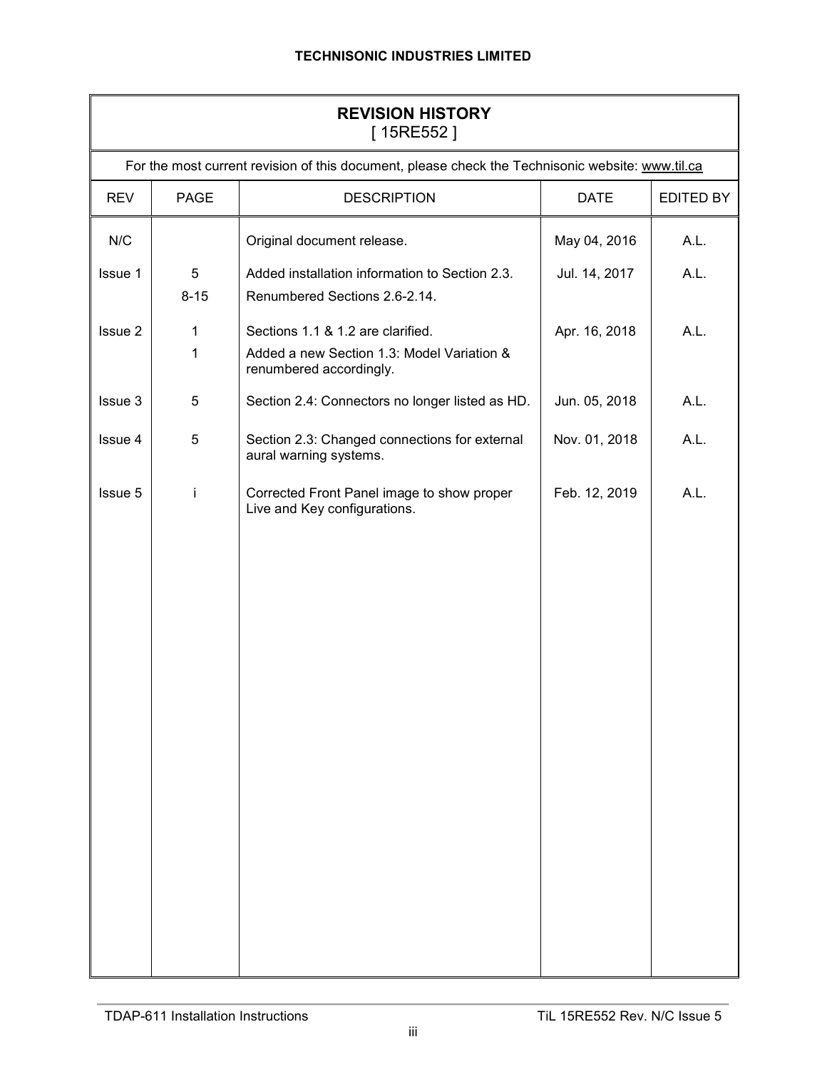## REVISION HISTORY
[ 15RE552 ]

For the most current revision of this document, please check the Technisonic website: www.til.ca

| REV | PAGE | DESCRIPTION | DATE | EDITED BY |
|---|---|---|---|---|
| N/C | | Original document release. | May 04, 2016 | A.L. |
| Issue 1 | 5 | Added installation information to Section 2.3. | Jul. 14, 2017 | A.L. |
| | 8-15 | Renumbered Sections 2.6-2.14. | | |
| Issue 2 | 1 | Sections 1.1 & 1.2 are clarified. | Apr. 16, 2018 | A.L. |
| | 1 | Added a new Section 1.3: Model Variation & renumbered accordingly. | | |
| Issue 3 | 5 | Section 2.4: Connectors no longer listed as HD. | Jun. 05, 2018 | A.L. |
| Issue 4 | 5 | Section 2.3: Changed connections for external aural warning systems. | Nov. 01, 2018 | A.L. |
| Issue 5 | i | Corrected Front Panel image to show proper Live and Key configurations. | Feb. 12, 2019 | A.L. |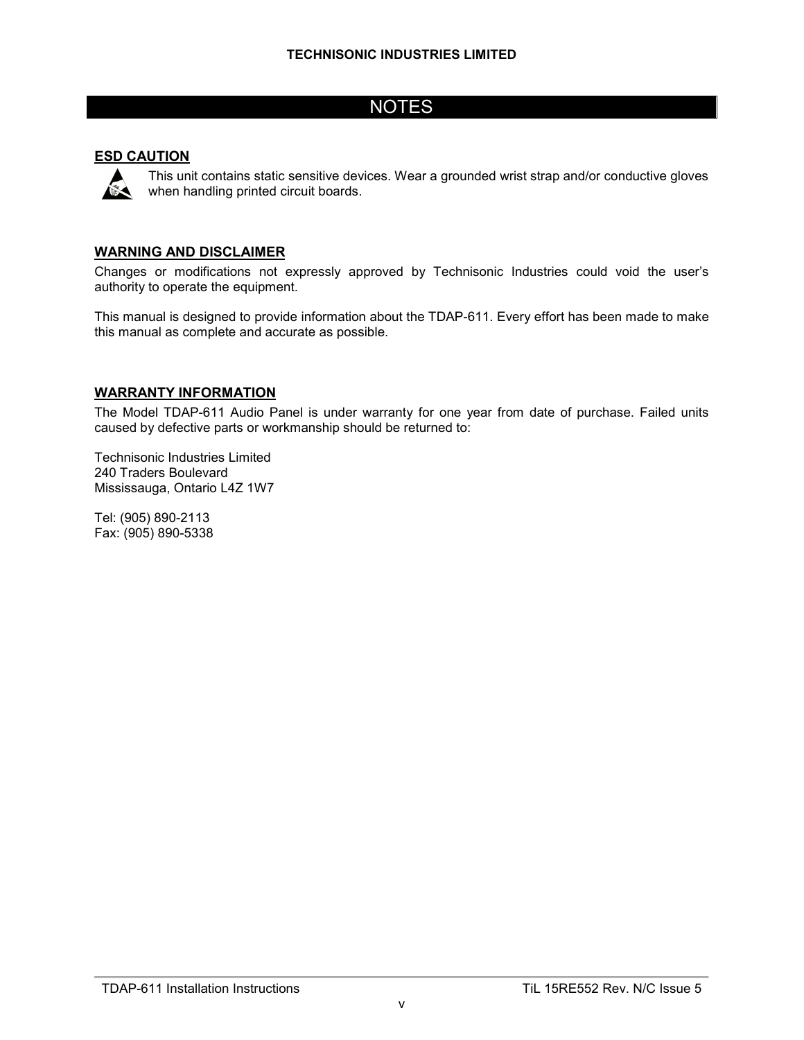# NOTES

**ESD CAUTION**

This unit contains static sensitive devices. Wear a grounded wrist strap and/or conductive gloves when handling printed circuit boards.

**WARNING AND DISCLAIMER**

Changes or modifications not expressly approved by Technisonic Industries could void the user's authority to operate the equipment.

This manual is designed to provide information about the TDAP-611. Every effort has been made to make this manual as complete and accurate as possible.

**WARRANTY INFORMATION**

The Model TDAP-611 Audio Panel is under warranty for one year from date of purchase. Failed units caused by defective parts or workmanship should be returned to:

Technisonic Industries Limited  
240 Traders Boulevard  
Mississauga, Ontario L4Z 1W7

Tel: (905) 890-2113  
Fax: (905) 890-5338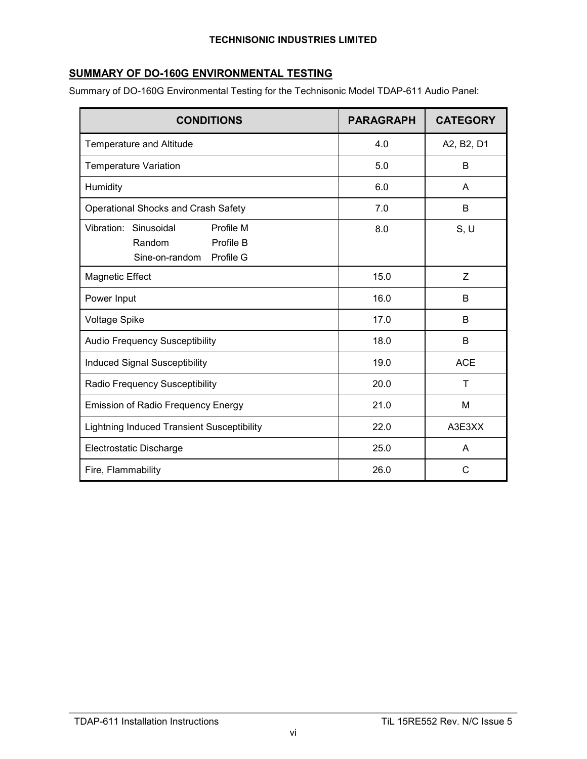## SUMMARY OF DO-160G ENVIRONMENTAL TESTING

Summary of DO-160G Environmental Testing for the Technisonic Model TDAP-611 Audio Panel:

| CONDITIONS | PARAGRAPH | CATEGORY |
|---|---|---|
| Temperature and Altitude | 4.0 | A2, B2, D1 |
| Temperature Variation | 5.0 | B |
| Humidity | 6.0 | A |
| Operational Shocks and Crash Safety | 7.0 | B |
| Vibration: Sinusoidal Profile M<br>Random Profile B<br>Sine-on-random Profile G | 8.0 | S, U |
| Magnetic Effect | 15.0 | Z |
| Power Input | 16.0 | B |
| Voltage Spike | 17.0 | B |
| Audio Frequency Susceptibility | 18.0 | B |
| Induced Signal Susceptibility | 19.0 | ACE |
| Radio Frequency Susceptibility | 20.0 | T |
| Emission of Radio Frequency Energy | 21.0 | M |
| Lightning Induced Transient Susceptibility | 22.0 | A3E3XX |
| Electrostatic Discharge | 25.0 | A |
| Fire, Flammability | 26.0 | C |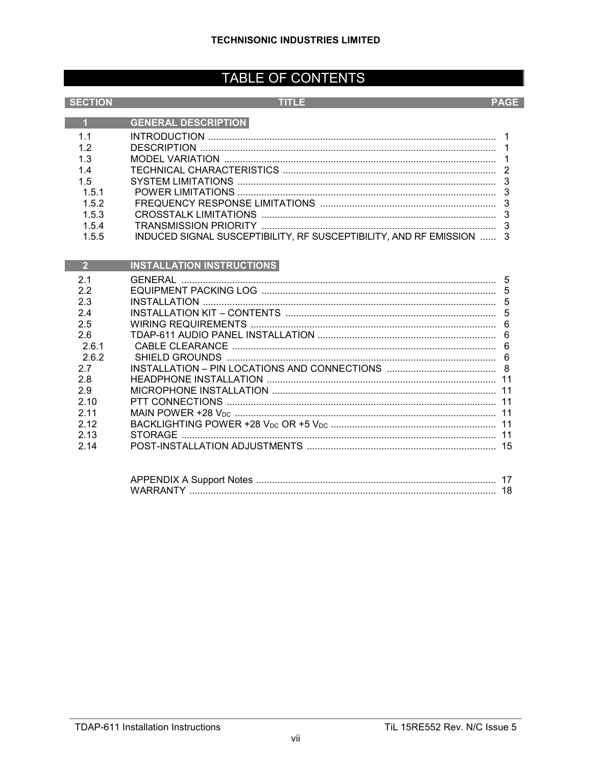# TABLE OF CONTENTS

| SECTION | TITLE | PAGE |
|---|---|---|
| **1** | **GENERAL DESCRIPTION** | |
| 1.1 | INTRODUCTION | 1 |
| 1.2 | DESCRIPTION | 1 |
| 1.3 | MODEL VARIATION | 1 |
| 1.4 | TECHNICAL CHARACTERISTICS | 2 |
| 1.5 | SYSTEM LIMITATIONS | 3 |
| 1.5.1 | POWER LIMITATIONS | 3 |
| 1.5.2 | FREQUENCY RESPONSE LIMITATIONS | 3 |
| 1.5.3 | CROSSTALK LIMITATIONS | 3 |
| 1.5.4 | TRANSMISSION PRIORITY | 3 |
| 1.5.5 | INDUCED SIGNAL SUSCEPTIBILITY, RF SUSCEPTIBILITY, AND RF EMISSION | 3 |
| **2** | **INSTALLATION INSTRUCTIONS** | |
| 2.1 | GENERAL | 5 |
| 2.2 | EQUIPMENT PACKING LOG | 5 |
| 2.3 | INSTALLATION | 5 |
| 2.4 | INSTALLATION KIT – CONTENTS | 5 |
| 2.5 | WIRING REQUIREMENTS | 6 |
| 2.6 | TDAP-611 AUDIO PANEL INSTALLATION | 6 |
| 2.6.1 | CABLE CLEARANCE | 6 |
| 2.6.2 | SHIELD GROUNDS | 6 |
| 2.7 | INSTALLATION – PIN LOCATIONS AND CONNECTIONS | 8 |
| 2.8 | HEADPHONE INSTALLATION | 11 |
| 2.9 | MICROPHONE INSTALLATION | 11 |
| 2.10 | PTT CONNECTIONS | 11 |
| 2.11 | MAIN POWER +28 $V_{DC}$ | 11 |
| 2.12 | BACKLIGHTING POWER +28 $V_{DC}$ OR +5 $V_{DC}$ | 11 |
| 2.13 | STORAGE | 11 |
| 2.14 | POST-INSTALLATION ADJUSTMENTS | 15 |
| | APPENDIX A Support Notes | 17 |
| | WARRANTY | 18 |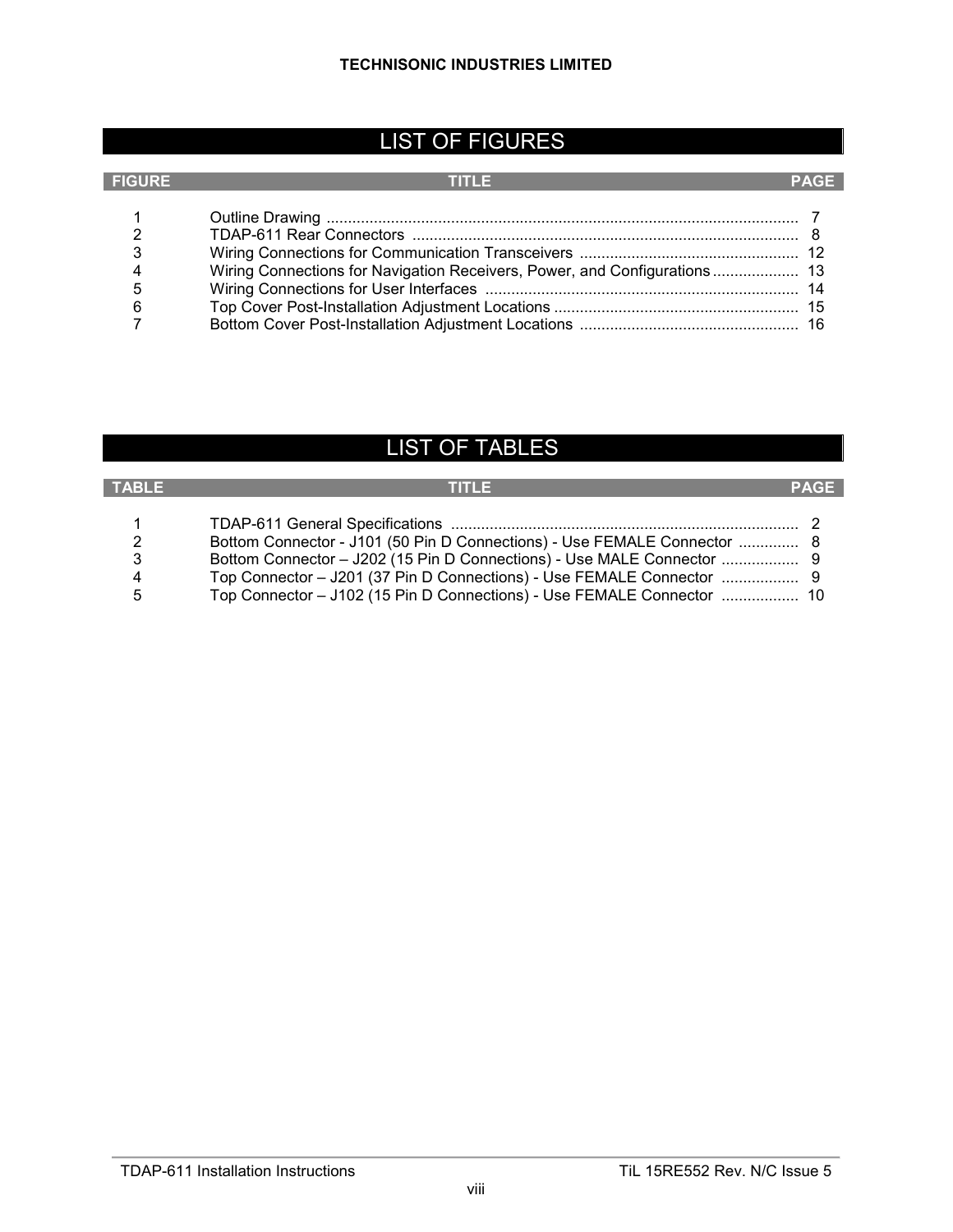# LIST OF FIGURES

| FIGURE | TITLE | PAGE |
|---|---|---|
| 1 | Outline Drawing | 7 |
| 2 | TDAP-611 Rear Connectors | 8 |
| 3 | Wiring Connections for Communication Transceivers | 12 |
| 4 | Wiring Connections for Navigation Receivers, Power, and Configurations | 13 |
| 5 | Wiring Connections for User Interfaces | 14 |
| 6 | Top Cover Post-Installation Adjustment Locations | 15 |
| 7 | Bottom Cover Post-Installation Adjustment Locations | 16 |

# LIST OF TABLES

| TABLE | TITLE | PAGE |
|---|---|---|
| 1 | TDAP-611 General Specifications | 2 |
| 2 | Bottom Connector - J101 (50 Pin D Connections) - Use FEMALE Connector | 8 |
| 3 | Bottom Connector – J202 (15 Pin D Connections) - Use MALE Connector | 9 |
| 4 | Top Connector – J201 (37 Pin D Connections) - Use FEMALE Connector | 9 |
| 5 | Top Connector – J102 (15 Pin D Connections) - Use FEMALE Connector | 10 |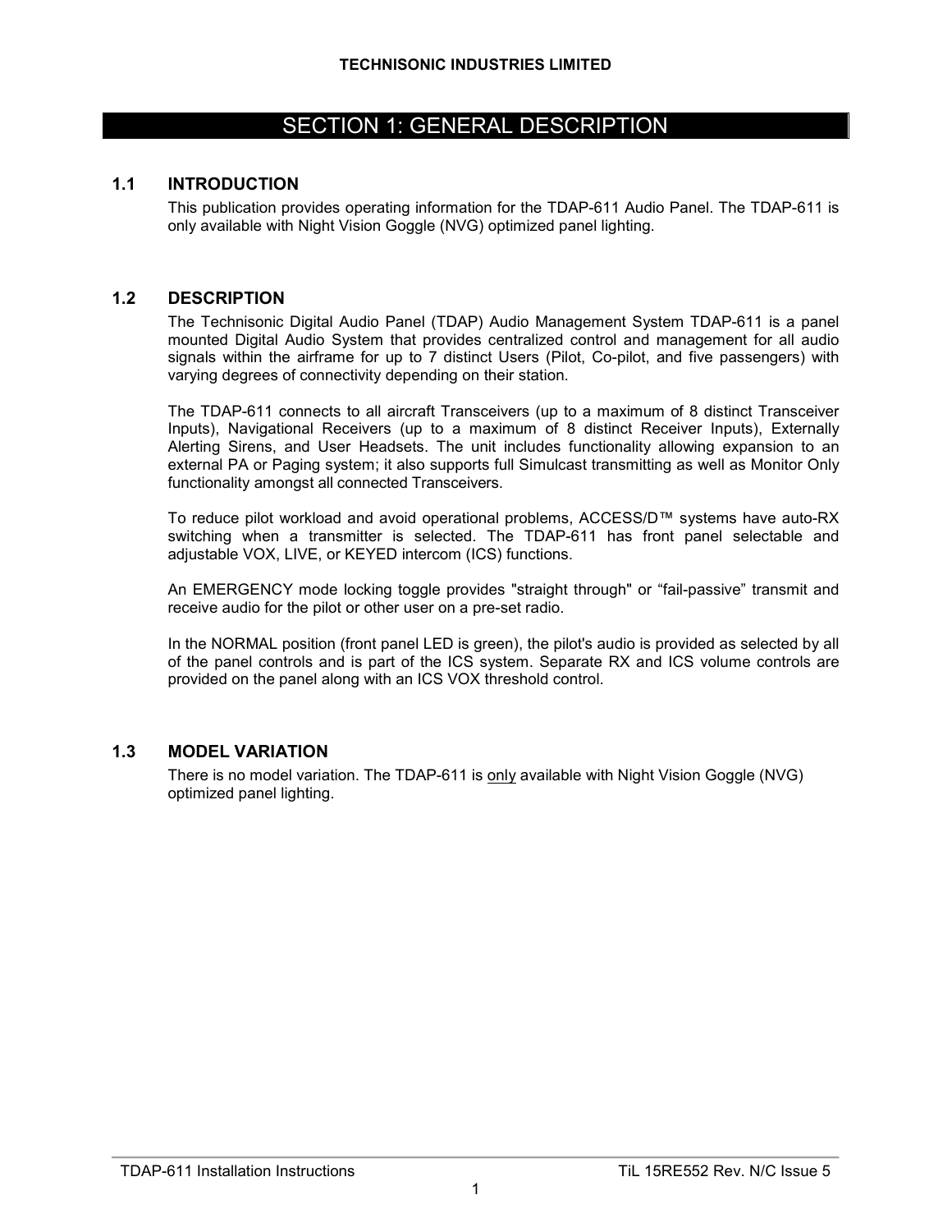# SECTION 1: GENERAL DESCRIPTION

## 1.1 INTRODUCTION

This publication provides operating information for the TDAP-611 Audio Panel. The TDAP-611 is only available with Night Vision Goggle (NVG) optimized panel lighting.

## 1.2 DESCRIPTION

The Technisonic Digital Audio Panel (TDAP) Audio Management System TDAP-611 is a panel mounted Digital Audio System that provides centralized control and management for all audio signals within the airframe for up to 7 distinct Users (Pilot, Co-pilot, and five passengers) with varying degrees of connectivity depending on their station.

The TDAP-611 connects to all aircraft Transceivers (up to a maximum of 8 distinct Transceiver Inputs), Navigational Receivers (up to a maximum of 8 distinct Receiver Inputs), Externally Alerting Sirens, and User Headsets. The unit includes functionality allowing expansion to an external PA or Paging system; it also supports full Simulcast transmitting as well as Monitor Only functionality amongst all connected Transceivers.

To reduce pilot workload and avoid operational problems, ACCESS/D™ systems have auto-RX switching when a transmitter is selected. The TDAP-611 has front panel selectable and adjustable VOX, LIVE, or KEYED intercom (ICS) functions.

An EMERGENCY mode locking toggle provides "straight through" or "fail-passive" transmit and receive audio for the pilot or other user on a pre-set radio.

In the NORMAL position (front panel LED is green), the pilot's audio is provided as selected by all of the panel controls and is part of the ICS system. Separate RX and ICS volume controls are provided on the panel along with an ICS VOX threshold control.

## 1.3 MODEL VARIATION

There is no model variation. The TDAP-611 is <u>only</u> available with Night Vision Goggle (NVG) optimized panel lighting.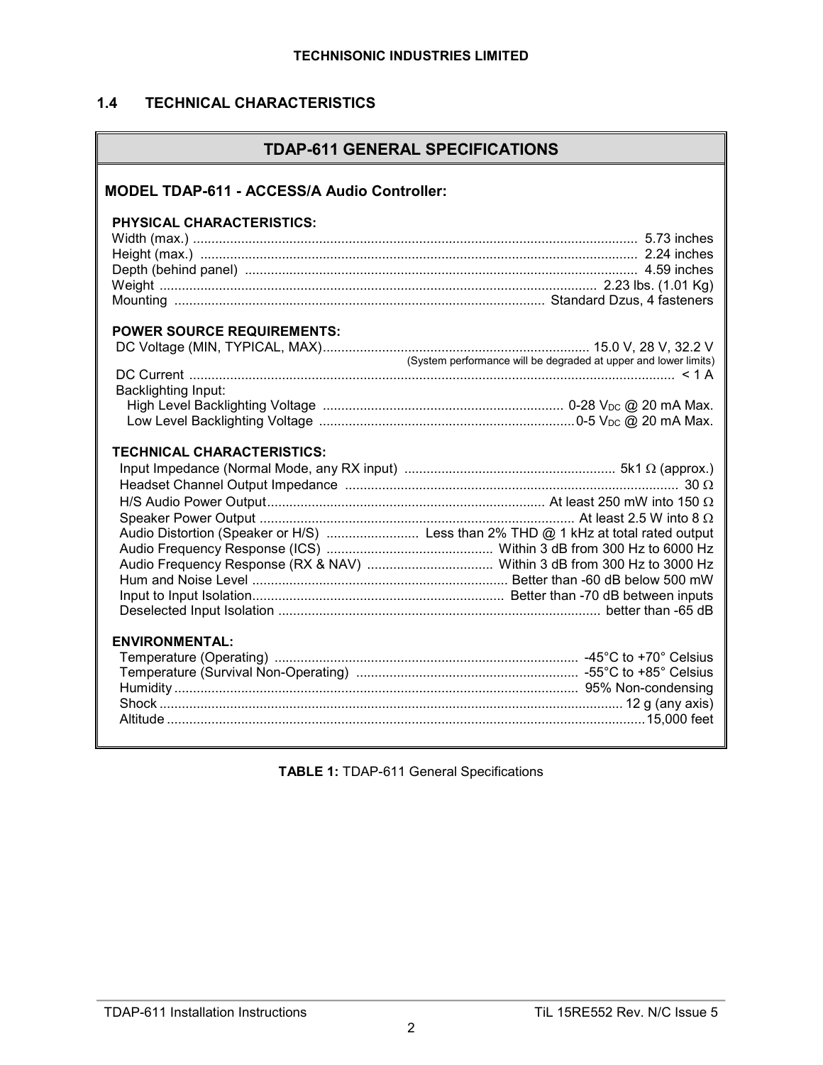## 1.4 TECHNICAL CHARACTERISTICS

### TDAP-611 GENERAL SPECIFICATIONS

**MODEL TDAP-611 - ACCESS/A Audio Controller:**

**PHYSICAL CHARACTERISTICS:**

| | |
|---|---|
| Width (max.) | 5.73 inches |
| Height (max.) | 2.24 inches |
| Depth (behind panel) | 4.59 inches |
| Weight | 2.23 lbs. (1.01 Kg) |
| Mounting | Standard Dzus, 4 fasteners |

**POWER SOURCE REQUIREMENTS:**

| | |
|---|---|
| DC Voltage (MIN, TYPICAL, MAX) | 15.0 V, 28 V, 32.2 V (System performance will be degraded at upper and lower limits) |
| DC Current | < 1 A |
| Backlighting Input: | |
| High Level Backlighting Voltage | 0-28 $V_{DC}$ @ 20 mA Max. |
| Low Level Backlighting Voltage | 0-5 $V_{DC}$ @ 20 mA Max. |

**TECHNICAL CHARACTERISTICS:**

| | |
|---|---|
| Input Impedance (Normal Mode, any RX input) | 5k1 Ω (approx.) |
| Headset Channel Output Impedance | 30 Ω |
| H/S Audio Power Output | At least 250 mW into 150 Ω |
| Speaker Power Output | At least 2.5 W into 8 Ω |
| Audio Distortion (Speaker or H/S) | Less than 2% THD @ 1 kHz at total rated output |
| Audio Frequency Response (ICS) | Within 3 dB from 300 Hz to 6000 Hz |
| Audio Frequency Response (RX & NAV) | Within 3 dB from 300 Hz to 3000 Hz |
| Hum and Noise Level | Better than -60 dB below 500 mW |
| Input to Input Isolation | Better than -70 dB between inputs |
| Deselected Input Isolation | better than -65 dB |

**ENVIRONMENTAL:**

| | |
|---|---|
| Temperature (Operating) | -45°C to +70° Celsius |
| Temperature (Survival Non-Operating) | -55°C to +85° Celsius |
| Humidity | 95% Non-condensing |
| Shock | 12 g (any axis) |
| Altitude | 15,000 feet |

**TABLE 1:** TDAP-611 General Specifications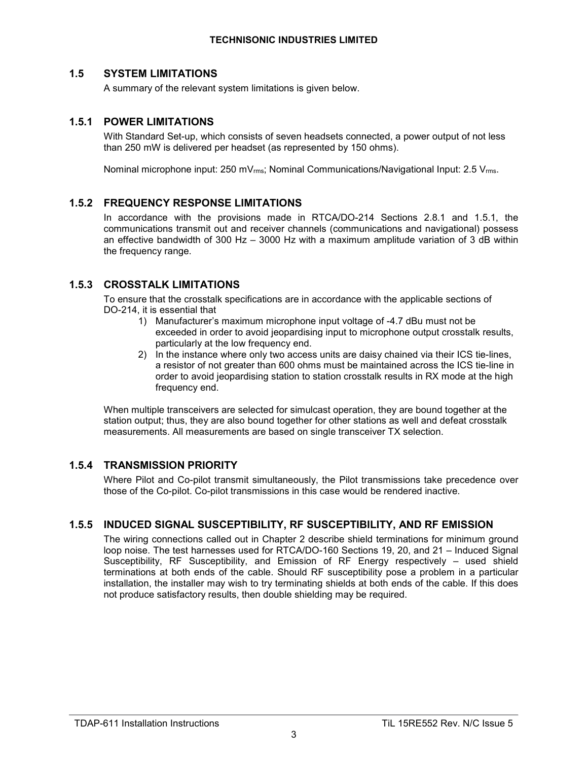## 1.5 SYSTEM LIMITATIONS

A summary of the relevant system limitations is given below.

### 1.5.1 POWER LIMITATIONS

With Standard Set-up, which consists of seven headsets connected, a power output of not less than 250 mW is delivered per headset (as represented by 150 ohms).

Nominal microphone input: 250 $mV_{rms}$; Nominal Communications/Navigational Input: 2.5 $V_{rms}$.

### 1.5.2 FREQUENCY RESPONSE LIMITATIONS

In accordance with the provisions made in RTCA/DO-214 Sections 2.8.1 and 1.5.1, the communications transmit out and receiver channels (communications and navigational) possess an effective bandwidth of 300 Hz – 3000 Hz with a maximum amplitude variation of 3 dB within the frequency range.

### 1.5.3 CROSSTALK LIMITATIONS

To ensure that the crosstalk specifications are in accordance with the applicable sections of DO-214, it is essential that

1) Manufacturer's maximum microphone input voltage of -4.7 dBu must not be exceeded in order to avoid jeopardising input to microphone output crosstalk results, particularly at the low frequency end.
2) In the instance where only two access units are daisy chained via their ICS tie-lines, a resistor of not greater than 600 ohms must be maintained across the ICS tie-line in order to avoid jeopardising station to station crosstalk results in RX mode at the high frequency end.

When multiple transceivers are selected for simulcast operation, they are bound together at the station output; thus, they are also bound together for other stations as well and defeat crosstalk measurements. All measurements are based on single transceiver TX selection.

### 1.5.4 TRANSMISSION PRIORITY

Where Pilot and Co-pilot transmit simultaneously, the Pilot transmissions take precedence over those of the Co-pilot. Co-pilot transmissions in this case would be rendered inactive.

### 1.5.5 INDUCED SIGNAL SUSCEPTIBILITY, RF SUSCEPTIBILITY, AND RF EMISSION

The wiring connections called out in Chapter 2 describe shield terminations for minimum ground loop noise. The test harnesses used for RTCA/DO-160 Sections 19, 20, and 21 – Induced Signal Susceptibility, RF Susceptibility, and Emission of RF Energy respectively – used shield terminations at both ends of the cable. Should RF susceptibility pose a problem in a particular installation, the installer may wish to try terminating shields at both ends of the cable. If this does not produce satisfactory results, then double shielding may be required.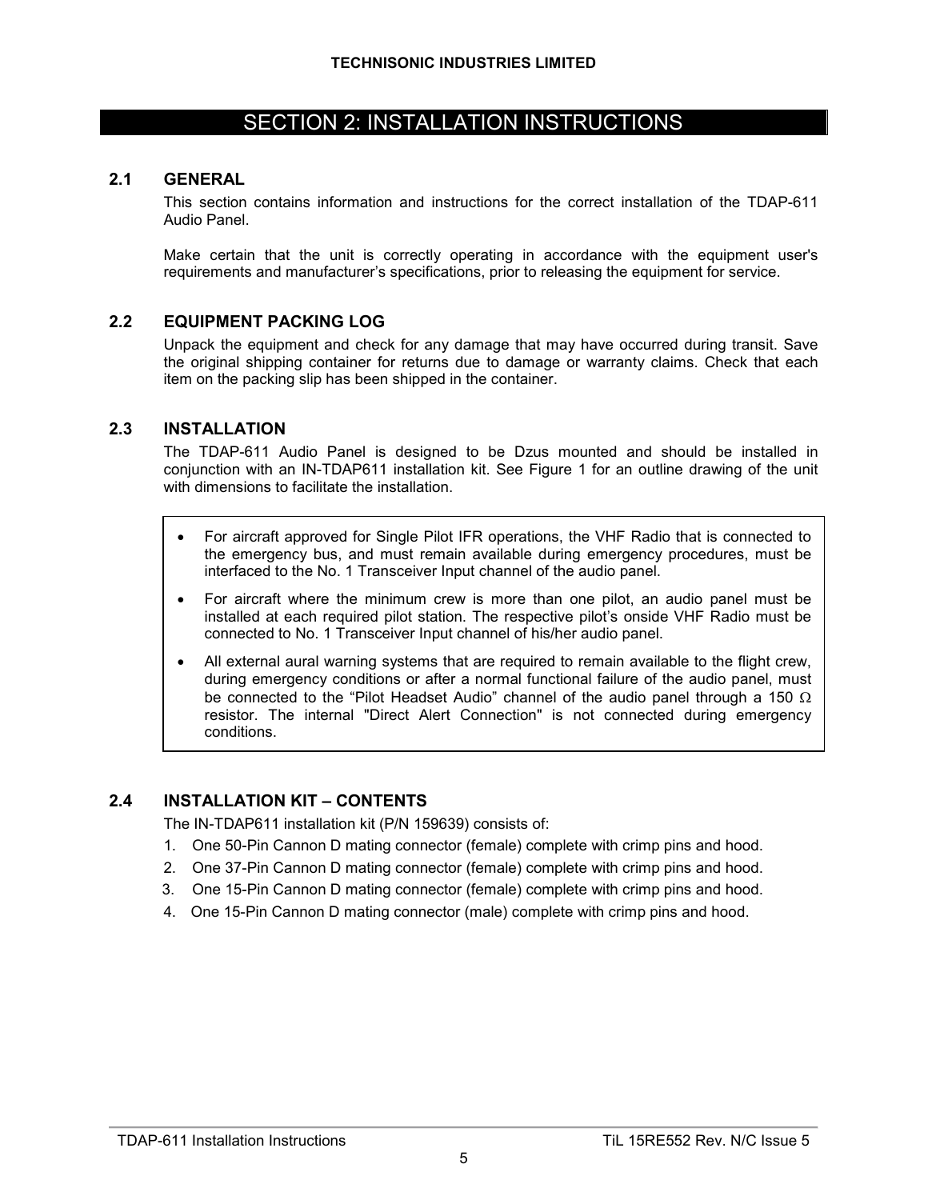# SECTION 2: INSTALLATION INSTRUCTIONS

## 2.1 GENERAL

This section contains information and instructions for the correct installation of the TDAP-611 Audio Panel.

Make certain that the unit is correctly operating in accordance with the equipment user's requirements and manufacturer's specifications, prior to releasing the equipment for service.

## 2.2 EQUIPMENT PACKING LOG

Unpack the equipment and check for any damage that may have occurred during transit. Save the original shipping container for returns due to damage or warranty claims. Check that each item on the packing slip has been shipped in the container.

## 2.3 INSTALLATION

The TDAP-611 Audio Panel is designed to be Dzus mounted and should be installed in conjunction with an IN-TDAP611 installation kit. See Figure 1 for an outline drawing of the unit with dimensions to facilitate the installation.

- For aircraft approved for Single Pilot IFR operations, the VHF Radio that is connected to the emergency bus, and must remain available during emergency procedures, must be interfaced to the No. 1 Transceiver Input channel of the audio panel.
- For aircraft where the minimum crew is more than one pilot, an audio panel must be installed at each required pilot station. The respective pilot's onside VHF Radio must be connected to No. 1 Transceiver Input channel of his/her audio panel.
- All external aural warning systems that are required to remain available to the flight crew, during emergency conditions or after a normal functional failure of the audio panel, must be connected to the "Pilot Headset Audio" channel of the audio panel through a 150 Ω resistor. The internal "Direct Alert Connection" is not connected during emergency conditions.

## 2.4 INSTALLATION KIT – CONTENTS

The IN-TDAP611 installation kit (P/N 159639) consists of:

1. One 50-Pin Cannon D mating connector (female) complete with crimp pins and hood.
2. One 37-Pin Cannon D mating connector (female) complete with crimp pins and hood.
3. One 15-Pin Cannon D mating connector (female) complete with crimp pins and hood.
4. One 15-Pin Cannon D mating connector (male) complete with crimp pins and hood.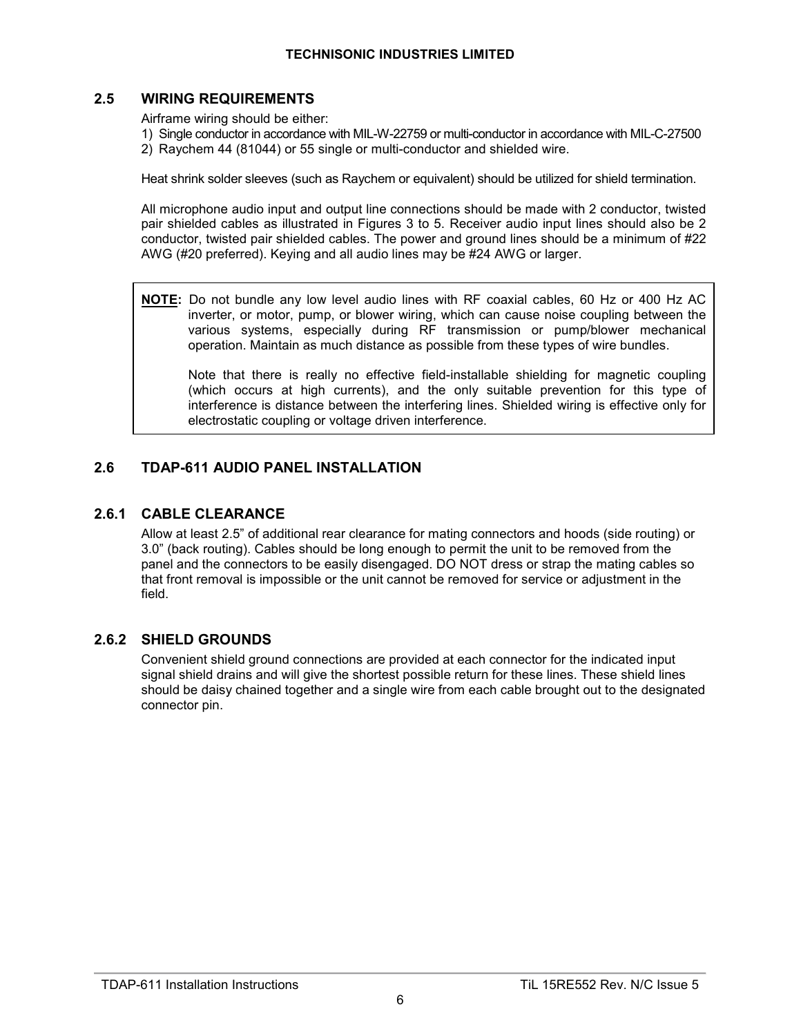## 2.5 WIRING REQUIREMENTS

Airframe wiring should be either:

1) Single conductor in accordance with MIL-W-22759 or multi-conductor in accordance with MIL-C-27500
2) Raychem 44 (81044) or 55 single or multi-conductor and shielded wire.

Heat shrink solder sleeves (such as Raychem or equivalent) should be utilized for shield termination.

All microphone audio input and output line connections should be made with 2 conductor, twisted pair shielded cables as illustrated in Figures 3 to 5. Receiver audio input lines should also be 2 conductor, twisted pair shielded cables. The power and ground lines should be a minimum of #22 AWG (#20 preferred). Keying and all audio lines may be #24 AWG or larger.

> **NOTE:** Do not bundle any low level audio lines with RF coaxial cables, 60 Hz or 400 Hz AC inverter, or motor, pump, or blower wiring, which can cause noise coupling between the various systems, especially during RF transmission or pump/blower mechanical operation. Maintain as much distance as possible from these types of wire bundles.
>
> Note that there is really no effective field-installable shielding for magnetic coupling (which occurs at high currents), and the only suitable prevention for this type of interference is distance between the interfering lines. Shielded wiring is effective only for electrostatic coupling or voltage driven interference.

## 2.6 TDAP-611 AUDIO PANEL INSTALLATION

### 2.6.1 CABLE CLEARANCE

Allow at least 2.5” of additional rear clearance for mating connectors and hoods (side routing) or 3.0” (back routing). Cables should be long enough to permit the unit to be removed from the panel and the connectors to be easily disengaged. DO NOT dress or strap the mating cables so that front removal is impossible or the unit cannot be removed for service or adjustment in the field.

### 2.6.2 SHIELD GROUNDS

Convenient shield ground connections are provided at each connector for the indicated input signal shield drains and will give the shortest possible return for these lines. These shield lines should be daisy chained together and a single wire from each cable brought out to the designated connector pin.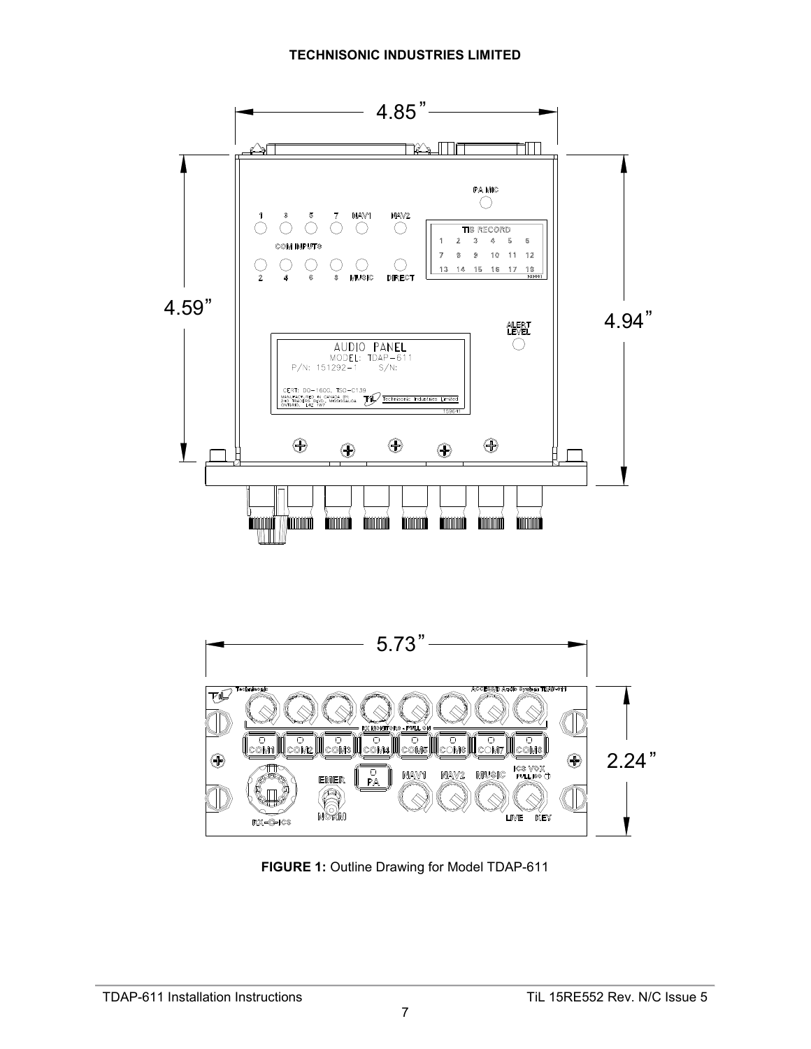**FIGURE 1:** Outline Drawing for Model TDAP-611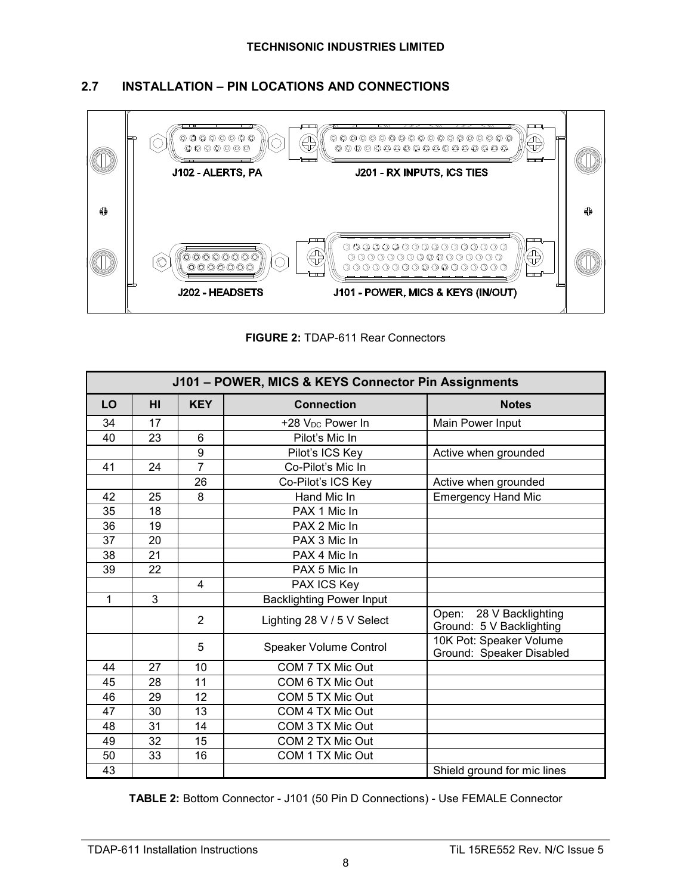## 2.7 INSTALLATION – PIN LOCATIONS AND CONNECTIONS

J102 - ALERTS, PA

J201 - RX INPUTS, ICS TIES

J202 - HEADSETS

J101 - POWER, MICS & KEYS (IN/OUT)

**FIGURE 2:** TDAP-611 Rear Connectors

| J101 – POWER, MICS & KEYS Connector Pin Assignments | | | | |
|---|---|---|---|---|
| **LO** | **HI** | **KEY** | **Connection** | **Notes** |
| 34 | 17 | | +28 $V_{DC}$ Power In | Main Power Input |
| 40 | 23 | 6 | Pilot's Mic In | |
| | | 9 | Pilot's ICS Key | Active when grounded |
| 41 | 24 | 7 | Co-Pilot's Mic In | |
| | | 26 | Co-Pilot's ICS Key | Active when grounded |
| 42 | 25 | 8 | Hand Mic In | Emergency Hand Mic |
| 35 | 18 | | PAX 1 Mic In | |
| 36 | 19 | | PAX 2 Mic In | |
| 37 | 20 | | PAX 3 Mic In | |
| 38 | 21 | | PAX 4 Mic In | |
| 39 | 22 | | PAX 5 Mic In | |
| | | 4 | PAX ICS Key | |
| 1 | 3 | | Backlighting Power Input | |
| | | 2 | Lighting 28 V / 5 V Select | Open: 28 V Backlighting<br>Ground: 5 V Backlighting |
| | | 5 | Speaker Volume Control | 10K Pot: Speaker Volume<br>Ground: Speaker Disabled |
| 44 | 27 | 10 | COM 7 TX Mic Out | |
| 45 | 28 | 11 | COM 6 TX Mic Out | |
| 46 | 29 | 12 | COM 5 TX Mic Out | |
| 47 | 30 | 13 | COM 4 TX Mic Out | |
| 48 | 31 | 14 | COM 3 TX Mic Out | |
| 49 | 32 | 15 | COM 2 TX Mic Out | |
| 50 | 33 | 16 | COM 1 TX Mic Out | |
| 43 | | | | Shield ground for mic lines |

**TABLE 2:** Bottom Connector - J101 (50 Pin D Connections) - Use FEMALE Connector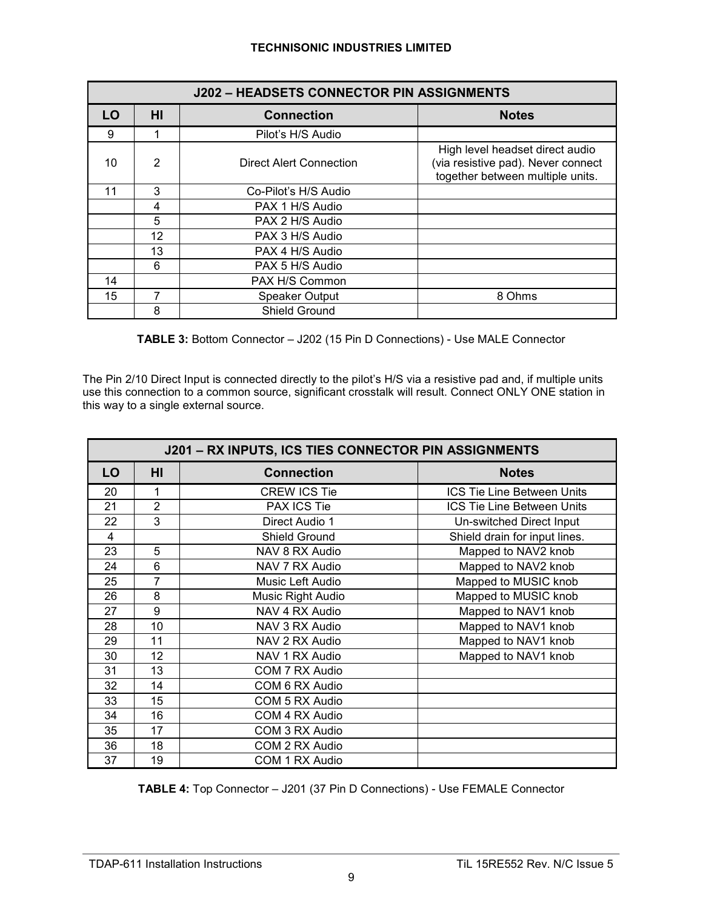| J202 – HEADSETS CONNECTOR PIN ASSIGNMENTS | | | |
|---|---|---|---|
| **LO** | **HI** | **Connection** | **Notes** |
| 9 | 1 | Pilot's H/S Audio | |
| 10 | 2 | Direct Alert Connection | High level headset direct audio (via resistive pad). Never connect together between multiple units. |
| 11 | 3 | Co-Pilot's H/S Audio | |
| | 4 | PAX 1 H/S Audio | |
| | 5 | PAX 2 H/S Audio | |
| | 12 | PAX 3 H/S Audio | |
| | 13 | PAX 4 H/S Audio | |
| | 6 | PAX 5 H/S Audio | |
| 14 | | PAX H/S Common | |
| 15 | 7 | Speaker Output | 8 Ohms |
| | 8 | Shield Ground | |

**TABLE 3:** Bottom Connector – J202 (15 Pin D Connections) - Use MALE Connector

The Pin 2/10 Direct Input is connected directly to the pilot's H/S via a resistive pad and, if multiple units use this connection to a common source, significant crosstalk will result. Connect ONLY ONE station in this way to a single external source.

| J201 – RX INPUTS, ICS TIES CONNECTOR PIN ASSIGNMENTS | | | |
|---|---|---|---|
| **LO** | **HI** | **Connection** | **Notes** |
| 20 | 1 | CREW ICS Tie | ICS Tie Line Between Units |
| 21 | 2 | PAX ICS Tie | ICS Tie Line Between Units |
| 22 | 3 | Direct Audio 1 | Un-switched Direct Input |
| 4 | | Shield Ground | Shield drain for input lines. |
| 23 | 5 | NAV 8 RX Audio | Mapped to NAV2 knob |
| 24 | 6 | NAV 7 RX Audio | Mapped to NAV2 knob |
| 25 | 7 | Music Left Audio | Mapped to MUSIC knob |
| 26 | 8 | Music Right Audio | Mapped to MUSIC knob |
| 27 | 9 | NAV 4 RX Audio | Mapped to NAV1 knob |
| 28 | 10 | NAV 3 RX Audio | Mapped to NAV1 knob |
| 29 | 11 | NAV 2 RX Audio | Mapped to NAV1 knob |
| 30 | 12 | NAV 1 RX Audio | Mapped to NAV1 knob |
| 31 | 13 | COM 7 RX Audio | |
| 32 | 14 | COM 6 RX Audio | |
| 33 | 15 | COM 5 RX Audio | |
| 34 | 16 | COM 4 RX Audio | |
| 35 | 17 | COM 3 RX Audio | |
| 36 | 18 | COM 2 RX Audio | |
| 37 | 19 | COM 1 RX Audio | |

**TABLE 4:** Top Connector – J201 (37 Pin D Connections) - Use FEMALE Connector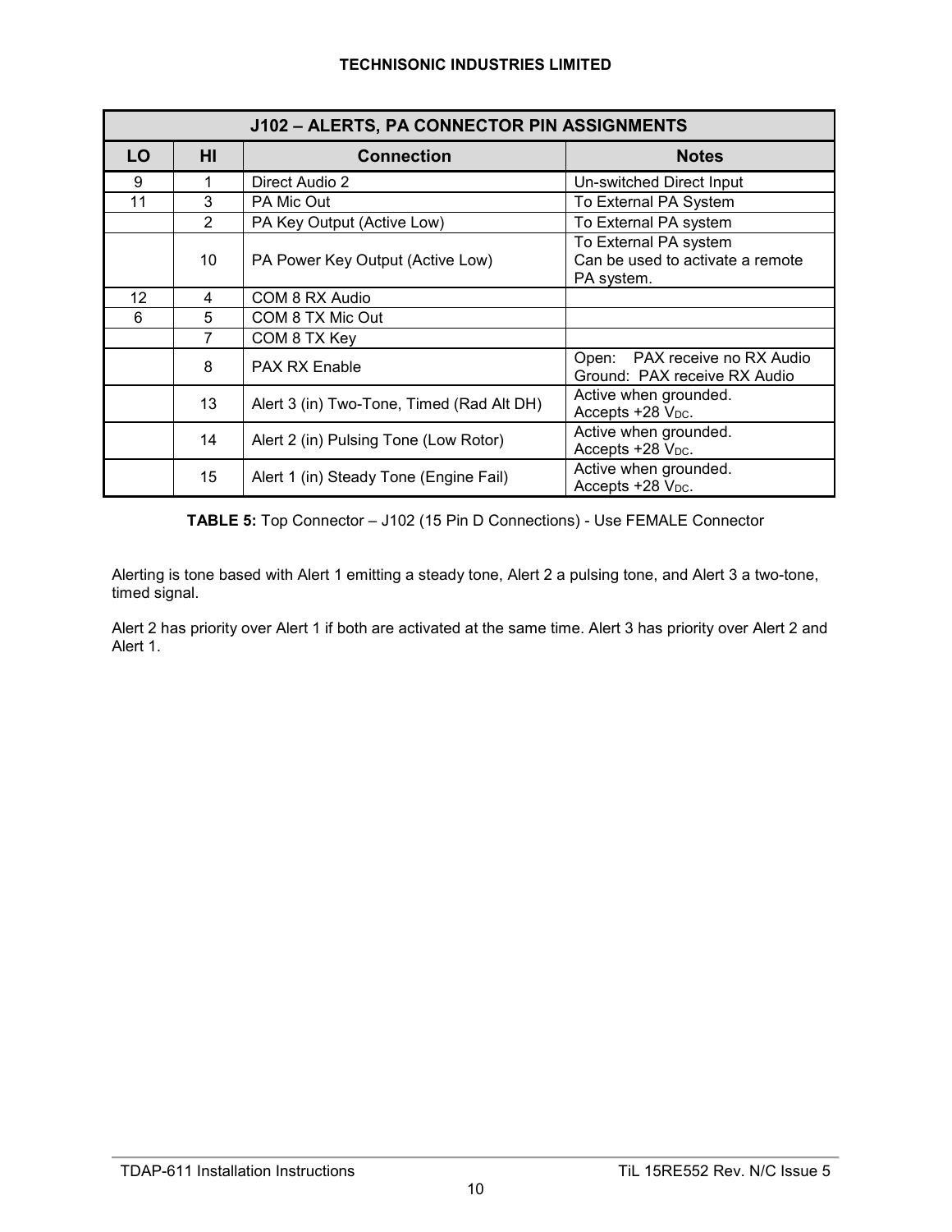| J102 – ALERTS, PA CONNECTOR PIN ASSIGNMENTS | | | |
|---|---|---|---|
| **LO** | **HI** | **Connection** | **Notes** |
| 9 | 1 | Direct Audio 2 | Un-switched Direct Input |
| 11 | 3 | PA Mic Out | To External PA System |
| | 2 | PA Key Output (Active Low) | To External PA system |
| | 10 | PA Power Key Output (Active Low) | To External PA system<br>Can be used to activate a remote PA system. |
| 12 | 4 | COM 8 RX Audio | |
| 6 | 5 | COM 8 TX Mic Out | |
| | 7 | COM 8 TX Key | |
| | 8 | PAX RX Enable | Open: PAX receive no RX Audio<br>Ground: PAX receive RX Audio |
| | 13 | Alert 3 (in) Two-Tone, Timed (Rad Alt DH) | Active when grounded.<br>Accepts +28 $V_{DC}$. |
| | 14 | Alert 2 (in) Pulsing Tone (Low Rotor) | Active when grounded.<br>Accepts +28 $V_{DC}$. |
| | 15 | Alert 1 (in) Steady Tone (Engine Fail) | Active when grounded.<br>Accepts +28 $V_{DC}$. |

**TABLE 5:** Top Connector – J102 (15 Pin D Connections) - Use FEMALE Connector

Alerting is tone based with Alert 1 emitting a steady tone, Alert 2 a pulsing tone, and Alert 3 a two-tone, timed signal.

Alert 2 has priority over Alert 1 if both are activated at the same time. Alert 3 has priority over Alert 2 and Alert 1.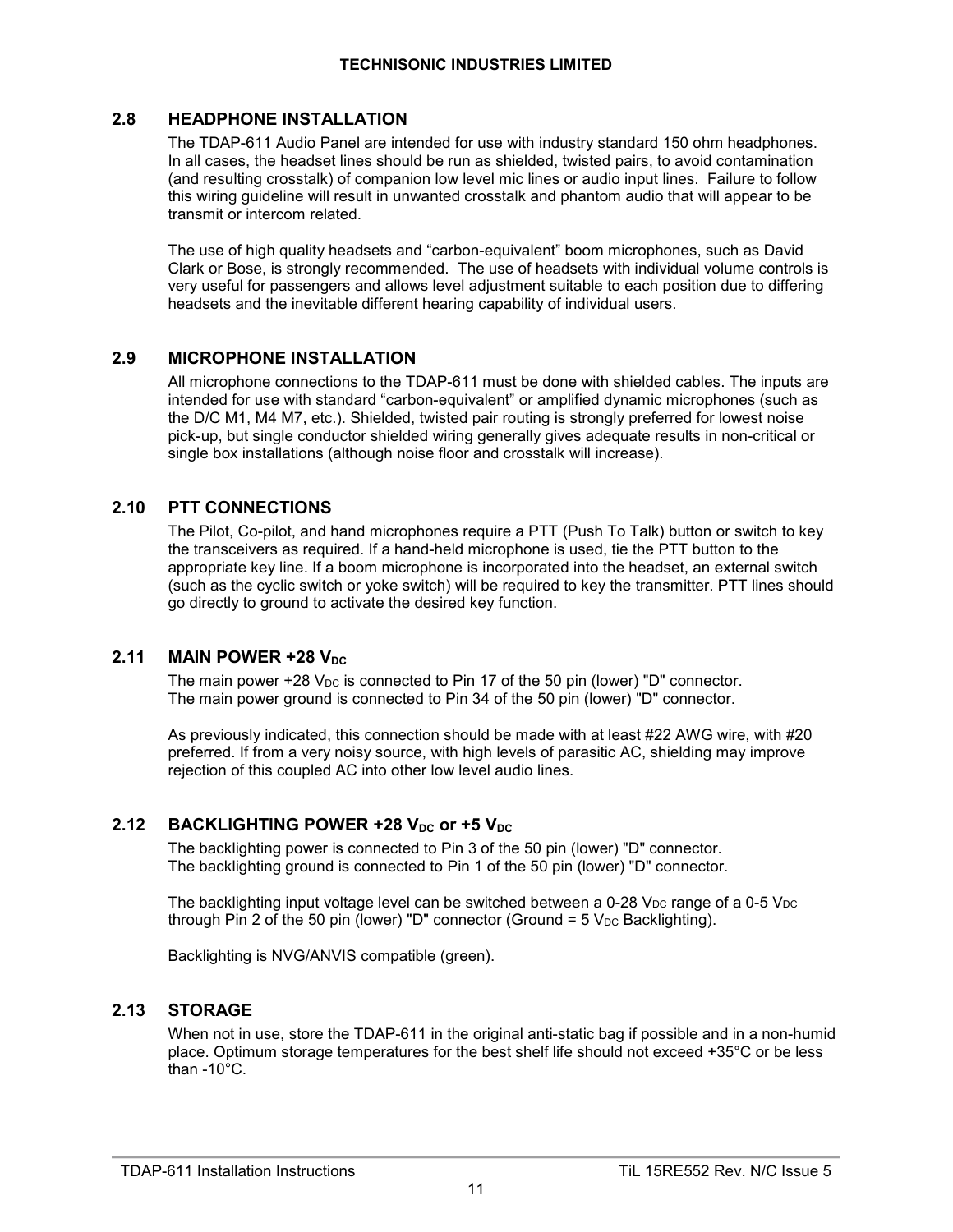## 2.8 HEADPHONE INSTALLATION

The TDAP-611 Audio Panel are intended for use with industry standard 150 ohm headphones. In all cases, the headset lines should be run as shielded, twisted pairs, to avoid contamination (and resulting crosstalk) of companion low level mic lines or audio input lines. Failure to follow this wiring guideline will result in unwanted crosstalk and phantom audio that will appear to be transmit or intercom related.

The use of high quality headsets and “carbon-equivalent” boom microphones, such as David Clark or Bose, is strongly recommended. The use of headsets with individual volume controls is very useful for passengers and allows level adjustment suitable to each position due to differing headsets and the inevitable different hearing capability of individual users.

## 2.9 MICROPHONE INSTALLATION

All microphone connections to the TDAP-611 must be done with shielded cables. The inputs are intended for use with standard “carbon-equivalent” or amplified dynamic microphones (such as the D/C M1, M4 M7, etc.). Shielded, twisted pair routing is strongly preferred for lowest noise pick-up, but single conductor shielded wiring generally gives adequate results in non-critical or single box installations (although noise floor and crosstalk will increase).

## 2.10 PTT CONNECTIONS

The Pilot, Co-pilot, and hand microphones require a PTT (Push To Talk) button or switch to key the transceivers as required. If a hand-held microphone is used, tie the PTT button to the appropriate key line. If a boom microphone is incorporated into the headset, an external switch (such as the cyclic switch or yoke switch) will be required to key the transmitter. PTT lines should go directly to ground to activate the desired key function.

## 2.11 MAIN POWER +28 $V_{DC}$

The main power +28 $V_{DC}$ is connected to Pin 17 of the 50 pin (lower) "D" connector.
The main power ground is connected to Pin 34 of the 50 pin (lower) "D" connector.

As previously indicated, this connection should be made with at least #22 AWG wire, with #20 preferred. If from a very noisy source, with high levels of parasitic AC, shielding may improve rejection of this coupled AC into other low level audio lines.

## 2.12 BACKLIGHTING POWER +28 $V_{DC}$ or +5 $V_{DC}$

The backlighting power is connected to Pin 3 of the 50 pin (lower) "D" connector.
The backlighting ground is connected to Pin 1 of the 50 pin (lower) "D" connector.

The backlighting input voltage level can be switched between a 0-28 $V_{DC}$ range of a 0-5 $V_{DC}$ through Pin 2 of the 50 pin (lower) "D" connector (Ground = 5 $V_{DC}$ Backlighting).

Backlighting is NVG/ANVIS compatible (green).

## 2.13 STORAGE

When not in use, store the TDAP-611 in the original anti-static bag if possible and in a non-humid place. Optimum storage temperatures for the best shelf life should not exceed +35°C or be less than -10°C.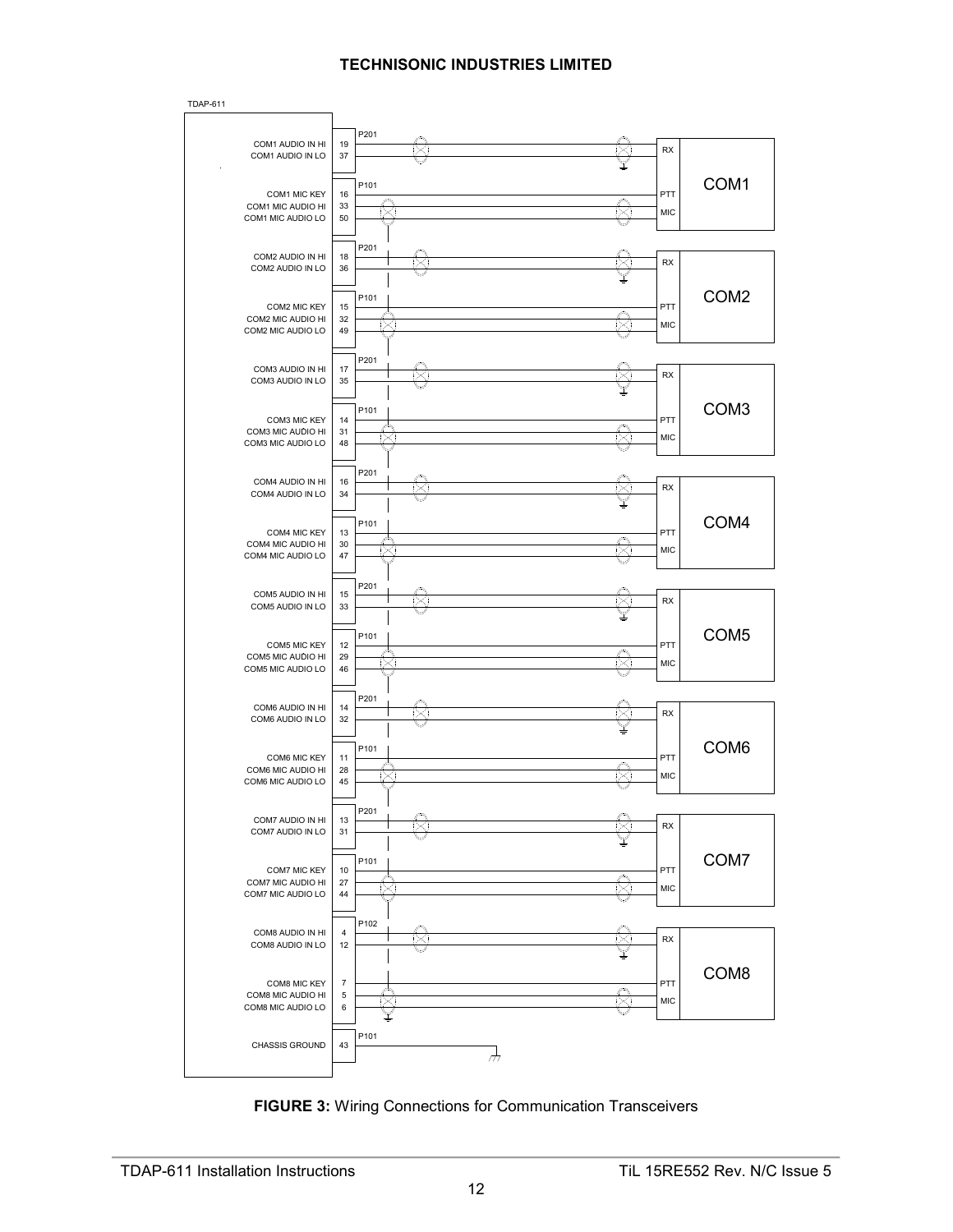TDAP-611

| Signal | Connector | Pin | Connects To |
|---|---|---|---|
| COM1 AUDIO IN HI | P201 | 19 | COM1 RX |
| COM1 AUDIO IN LO | P201 | 37 | COM1 RX |
| COM1 MIC KEY | P101 | 16 | COM1 PTT |
| COM1 MIC AUDIO HI | P101 | 33 | COM1 MIC |
| COM1 MIC AUDIO LO | P101 | 50 | COM1 MIC |
| COM2 AUDIO IN HI | P201 | 18 | COM2 RX |
| COM2 AUDIO IN LO | P201 | 36 | COM2 RX |
| COM2 MIC KEY | P101 | 15 | COM2 PTT |
| COM2 MIC AUDIO HI | P101 | 32 | COM2 MIC |
| COM2 MIC AUDIO LO | P101 | 49 | COM2 MIC |
| COM3 AUDIO IN HI | P201 | 17 | COM3 RX |
| COM3 AUDIO IN LO | P201 | 35 | COM3 RX |
| COM3 MIC KEY | P101 | 14 | COM3 PTT |
| COM3 MIC AUDIO HI | P101 | 31 | COM3 MIC |
| COM3 MIC AUDIO LO | P101 | 48 | COM3 MIC |
| COM4 AUDIO IN HI | P201 | 16 | COM4 RX |
| COM4 AUDIO IN LO | P201 | 34 | COM4 RX |
| COM4 MIC KEY | P101 | 13 | COM4 PTT |
| COM4 MIC AUDIO HI | P101 | 30 | COM4 MIC |
| COM4 MIC AUDIO LO | P101 | 47 | COM4 MIC |
| COM5 AUDIO IN HI | P201 | 15 | COM5 RX |
| COM5 AUDIO IN LO | P201 | 33 | COM5 RX |
| COM5 MIC KEY | P101 | 12 | COM5 PTT |
| COM5 MIC AUDIO HI | P101 | 29 | COM5 MIC |
| COM5 MIC AUDIO LO | P101 | 46 | COM5 MIC |
| COM6 AUDIO IN HI | P201 | 14 | COM6 RX |
| COM6 AUDIO IN LO | P201 | 32 | COM6 RX |
| COM6 MIC KEY | P101 | 11 | COM6 PTT |
| COM6 MIC AUDIO HI | P101 | 28 | COM6 MIC |
| COM6 MIC AUDIO LO | P101 | 45 | COM6 MIC |
| COM7 AUDIO IN HI | P201 | 13 | COM7 RX |
| COM7 AUDIO IN LO | P201 | 31 | COM7 RX |
| COM7 MIC KEY | P101 | 10 | COM7 PTT |
| COM7 MIC AUDIO HI | P101 | 27 | COM7 MIC |
| COM7 MIC AUDIO LO | P101 | 44 | COM7 MIC |
| COM8 AUDIO IN HI | P102 | 4 | COM8 RX |
| COM8 AUDIO IN LO | P102 | 12 | COM8 RX |
| COM8 MIC KEY | P102 | 7 | COM8 PTT |
| COM8 MIC AUDIO HI | P102 | 5 | COM8 MIC |
| COM8 MIC AUDIO LO | P102 | 6 | COM8 MIC |
| CHASSIS GROUND | P101 | 43 | Chassis ground |

**FIGURE 3:** Wiring Connections for Communication Transceivers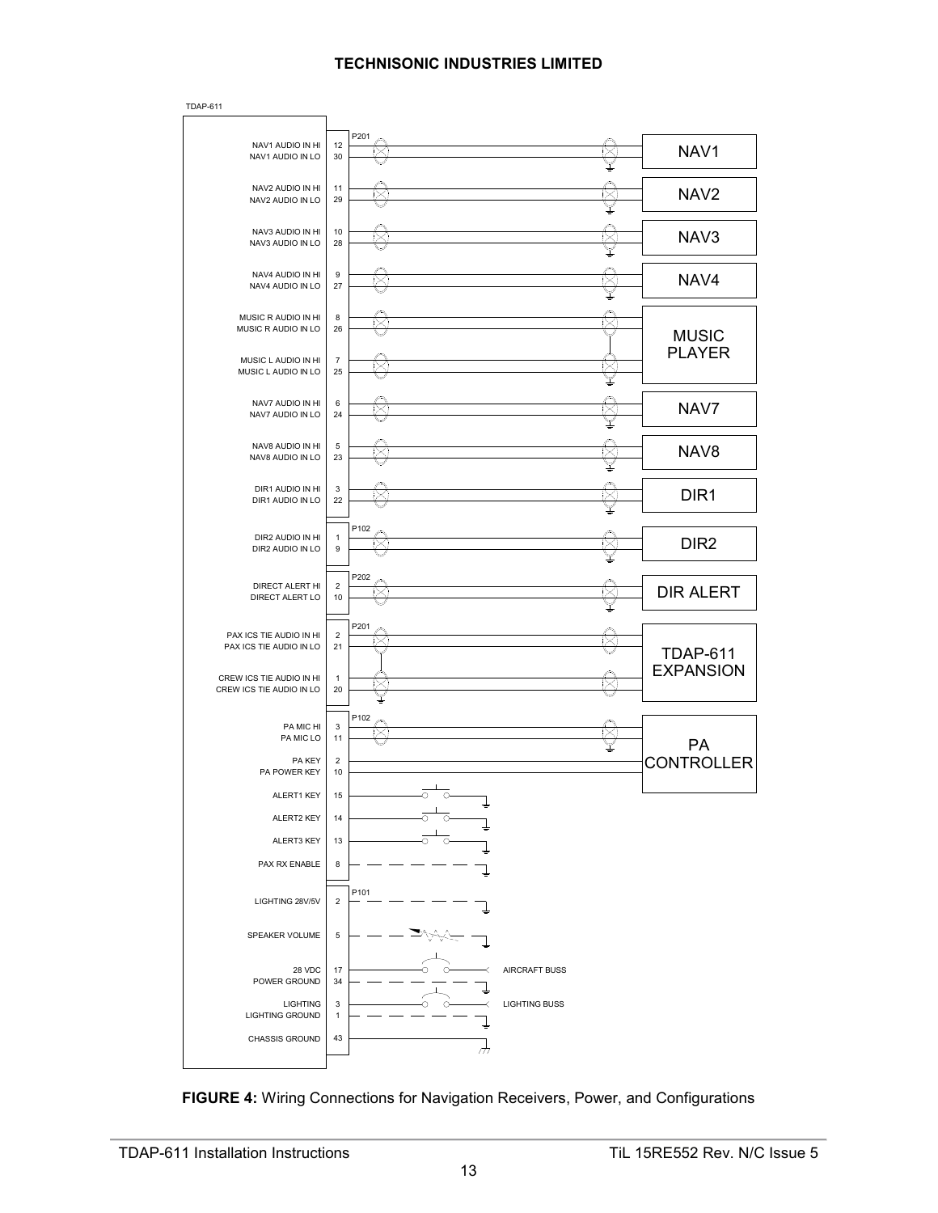TDAP-611

| Signal | Pin | Connection |
|---|---|---|
| **P201** | | |
| NAV1 AUDIO IN HI | 12 | NAV1 |
| NAV1 AUDIO IN LO | 30 | NAV1 |
| NAV2 AUDIO IN HI | 11 | NAV2 |
| NAV2 AUDIO IN LO | 29 | NAV2 |
| NAV3 AUDIO IN HI | 10 | NAV3 |
| NAV3 AUDIO IN LO | 28 | NAV3 |
| NAV4 AUDIO IN HI | 9 | NAV4 |
| NAV4 AUDIO IN LO | 27 | NAV4 |
| MUSIC R AUDIO IN HI | 8 | MUSIC PLAYER |
| MUSIC R AUDIO IN LO | 26 | MUSIC PLAYER |
| MUSIC L AUDIO IN HI | 7 | MUSIC PLAYER |
| MUSIC L AUDIO IN LO | 25 | MUSIC PLAYER |
| NAV7 AUDIO IN HI | 6 | NAV7 |
| NAV7 AUDIO IN LO | 24 | NAV7 |
| NAV8 AUDIO IN HI | 5 | NAV8 |
| NAV8 AUDIO IN LO | 23 | NAV8 |
| DIR1 AUDIO IN HI | 3 | DIR1 |
| DIR1 AUDIO IN LO | 22 | DIR1 |
| **P102** | | |
| DIR2 AUDIO IN HI | 1 | DIR2 |
| DIR2 AUDIO IN LO | 9 | DIR2 |
| **P202** | | |
| DIRECT ALERT HI | 2 | DIR ALERT |
| DIRECT ALERT LO | 10 | DIR ALERT |
| **P201** | | |
| PAX ICS TIE AUDIO IN HI | 2 | TDAP-611 EXPANSION |
| PAX ICS TIE AUDIO IN LO | 21 | TDAP-611 EXPANSION |
| CREW ICS TIE AUDIO IN HI | 1 | TDAP-611 EXPANSION |
| CREW ICS TIE AUDIO IN LO | 20 | TDAP-611 EXPANSION |
| **P102** | | |
| PA MIC HI | 3 | PA CONTROLLER |
| PA MIC LO | 11 | PA CONTROLLER |
| PA KEY | 2 | PA CONTROLLER |
| PA POWER KEY | 10 | PA CONTROLLER |
| ALERT1 KEY | 15 | Switch to ground |
| ALERT2 KEY | 14 | Switch to ground |
| ALERT3 KEY | 13 | Switch to ground |
| PAX RX ENABLE | 8 | Ground (optional) |
| **P101** | | |
| LIGHTING 28V/5V | 2 | Ground (optional) |
| SPEAKER VOLUME | 5 | Potentiometer to ground (optional) |
| 28 VDC | 17 | Breaker to AIRCRAFT BUSS |
| POWER GROUND | 34 | Ground |
| LIGHTING | 3 | Breaker to LIGHTING BUSS |
| LIGHTING GROUND | 1 | Ground |
| CHASSIS GROUND | 43 | Chassis ground |

**FIGURE 4:** Wiring Connections for Navigation Receivers, Power, and Configurations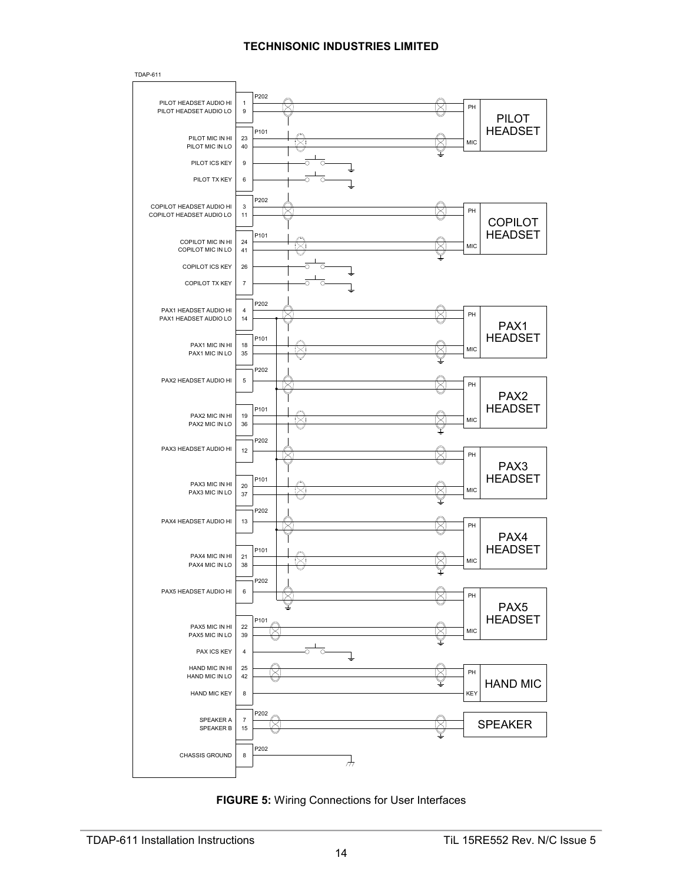TDAP-611

| Signal | Connector | Pin | Connects To |
|---|---|---|---|
| PILOT HEADSET AUDIO HI | P202 | 1 | PILOT HEADSET (PH) |
| PILOT HEADSET AUDIO LO | P202 | 9 | PILOT HEADSET (PH) |
| PILOT MIC IN HI | P101 | 23 | PILOT HEADSET (MIC) |
| PILOT MIC IN LO | P101 | 40 | PILOT HEADSET (MIC) |
| PILOT ICS KEY | | 9 | Switch to ground |
| PILOT TX KEY | | 6 | Switch to ground |
| COPILOT HEADSET AUDIO HI | P202 | 3 | COPILOT HEADSET (PH) |
| COPILOT HEADSET AUDIO LO | P202 | 11 | COPILOT HEADSET (PH) |
| COPILOT MIC IN HI | P101 | 24 | COPILOT HEADSET (MIC) |
| COPILOT MIC IN LO | P101 | 41 | COPILOT HEADSET (MIC) |
| COPILOT ICS KEY | | 26 | Switch to ground |
| COPILOT TX KEY | | 7 | Switch to ground |
| PAX1 HEADSET AUDIO HI | P202 | 4 | PAX1 HEADSET (PH) |
| PAX1 HEADSET AUDIO LO | P202 | 14 | PAX1 HEADSET (PH) |
| PAX1 MIC IN HI | P101 | 18 | PAX1 HEADSET (MIC) |
| PAX1 MIC IN LO | P101 | 35 | PAX1 HEADSET (MIC) |
| PAX2 HEADSET AUDIO HI | P202 | 5 | PAX2 HEADSET (PH) |
| PAX2 MIC IN HI | P101 | 19 | PAX2 HEADSET (MIC) |
| PAX2 MIC IN LO | P101 | 36 | PAX2 HEADSET (MIC) |
| PAX3 HEADSET AUDIO HI | P202 | 12 | PAX3 HEADSET (PH) |
| PAX3 MIC IN HI | P101 | 20 | PAX3 HEADSET (MIC) |
| PAX3 MIC IN LO | P101 | 37 | PAX3 HEADSET (MIC) |
| PAX4 HEADSET AUDIO HI | P202 | 13 | PAX4 HEADSET (PH) |
| PAX4 MIC IN HI | P101 | 21 | PAX4 HEADSET (MIC) |
| PAX4 MIC IN LO | P101 | 38 | PAX4 HEADSET (MIC) |
| PAX5 HEADSET AUDIO HI | P202 | 6 | PAX5 HEADSET (PH) |
| PAX5 MIC IN HI | P101 | 22 | PAX5 HEADSET (MIC) |
| PAX5 MIC IN LO | P101 | 39 | PAX5 HEADSET (MIC) |
| PAX ICS KEY | | 4 | Switch to ground |
| HAND MIC IN HI | | 25 | HAND MIC (PH) |
| HAND MIC IN LO | | 42 | HAND MIC (PH) |
| HAND MIC KEY | | 8 | HAND MIC (KEY) |
| SPEAKER A | P202 | 7 | SPEAKER |
| SPEAKER B | P202 | 15 | SPEAKER |
| CHASSIS GROUND | P202 | 8 | Chassis ground |

**FIGURE 5:** Wiring Connections for User Interfaces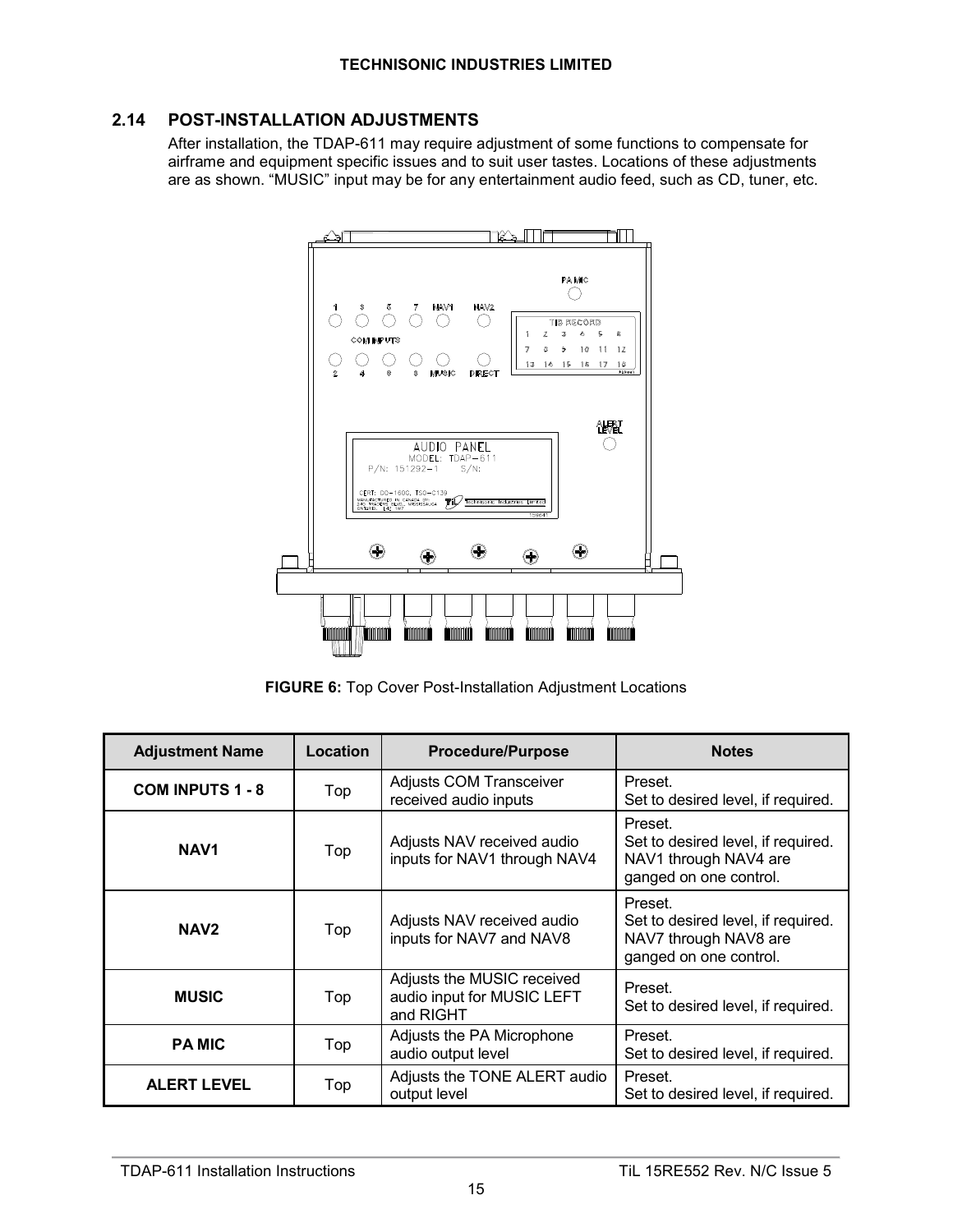## 2.14 POST-INSTALLATION ADJUSTMENTS

After installation, the TDAP-611 may require adjustment of some functions to compensate for airframe and equipment specific issues and to suit user tastes. Locations of these adjustments are as shown. “MUSIC” input may be for any entertainment audio feed, such as CD, tuner, etc.

**FIGURE 6:** Top Cover Post-Installation Adjustment Locations

| Adjustment Name | Location | Procedure/Purpose | Notes |
|---|---|---|---|
| **COM INPUTS 1 - 8** | Top | Adjusts COM Transceiver received audio inputs | Preset. Set to desired level, if required. |
| **NAV1** | Top | Adjusts NAV received audio inputs for NAV1 through NAV4 | Preset. Set to desired level, if required. NAV1 through NAV4 are ganged on one control. |
| **NAV2** | Top | Adjusts NAV received audio inputs for NAV7 and NAV8 | Preset. Set to desired level, if required. NAV7 through NAV8 are ganged on one control. |
| **MUSIC** | Top | Adjusts the MUSIC received audio input for MUSIC LEFT and RIGHT | Preset. Set to desired level, if required. |
| **PA MIC** | Top | Adjusts the PA Microphone audio output level | Preset. Set to desired level, if required. |
| **ALERT LEVEL** | Top | Adjusts the TONE ALERT audio output level | Preset. Set to desired level, if required. |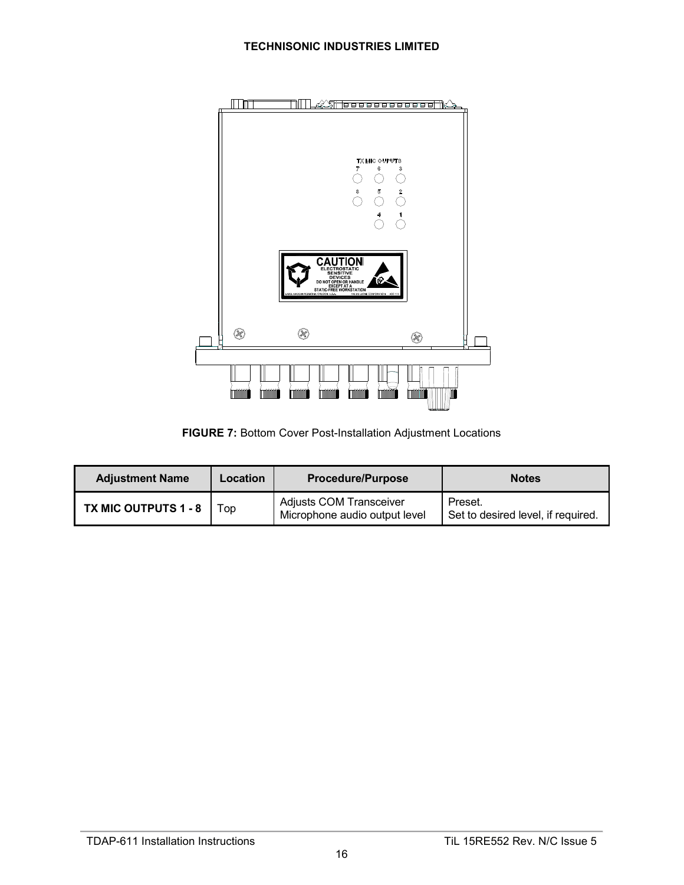FIGURE 7: Bottom Cover Post-Installation Adjustment Locations

| Adjustment Name | Location | Procedure/Purpose | Notes |
| --- | --- | --- | --- |
| **TX MIC OUTPUTS 1 - 8** | Top | Adjusts COM Transceiver Microphone audio output level | Preset. Set to desired level, if required. |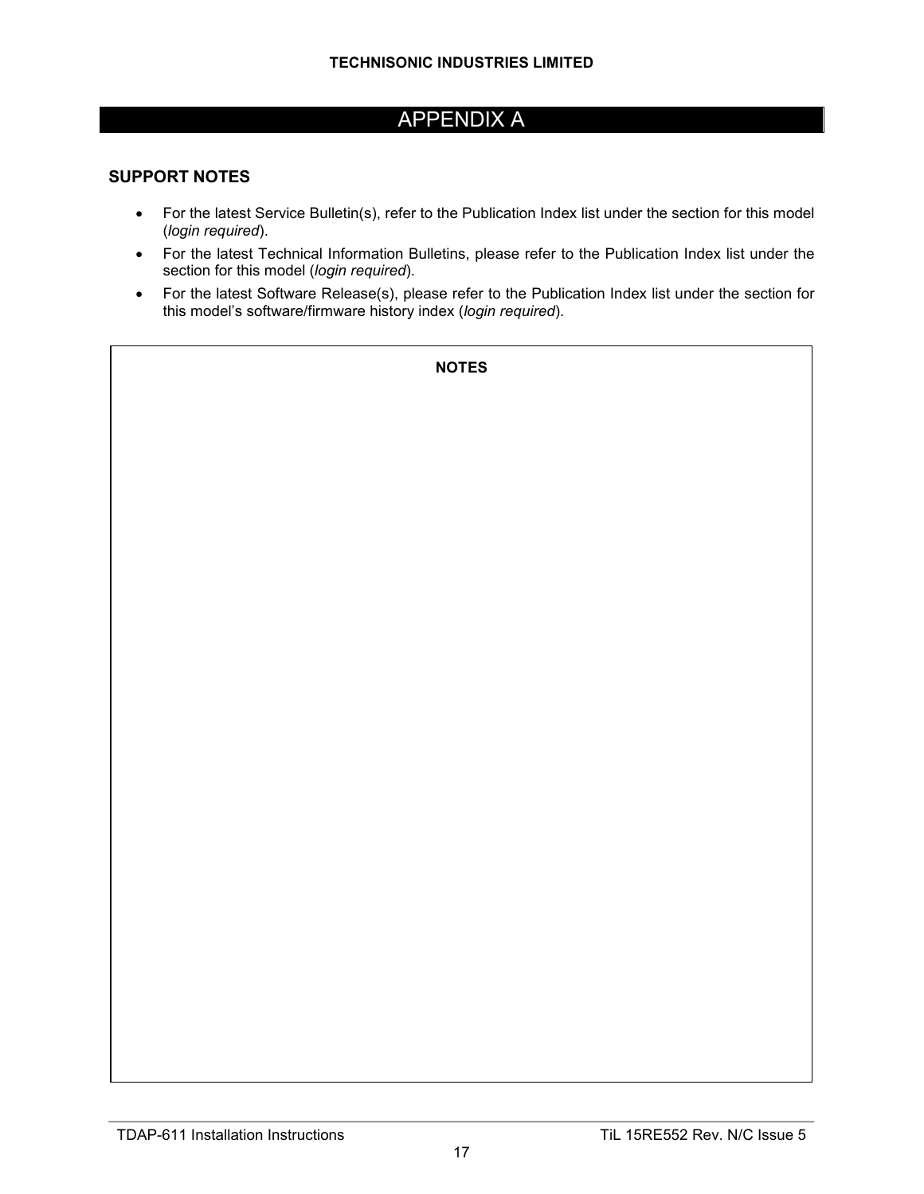# APPENDIX A

## SUPPORT NOTES

- For the latest Service Bulletin(s), refer to the Publication Index list under the section for this model (*login required*).
- For the latest Technical Information Bulletins, please refer to the Publication Index list under the section for this model (*login required*).
- For the latest Software Release(s), please refer to the Publication Index list under the section for this model's software/firmware history index (*login required*).

| NOTES |
|---|
| |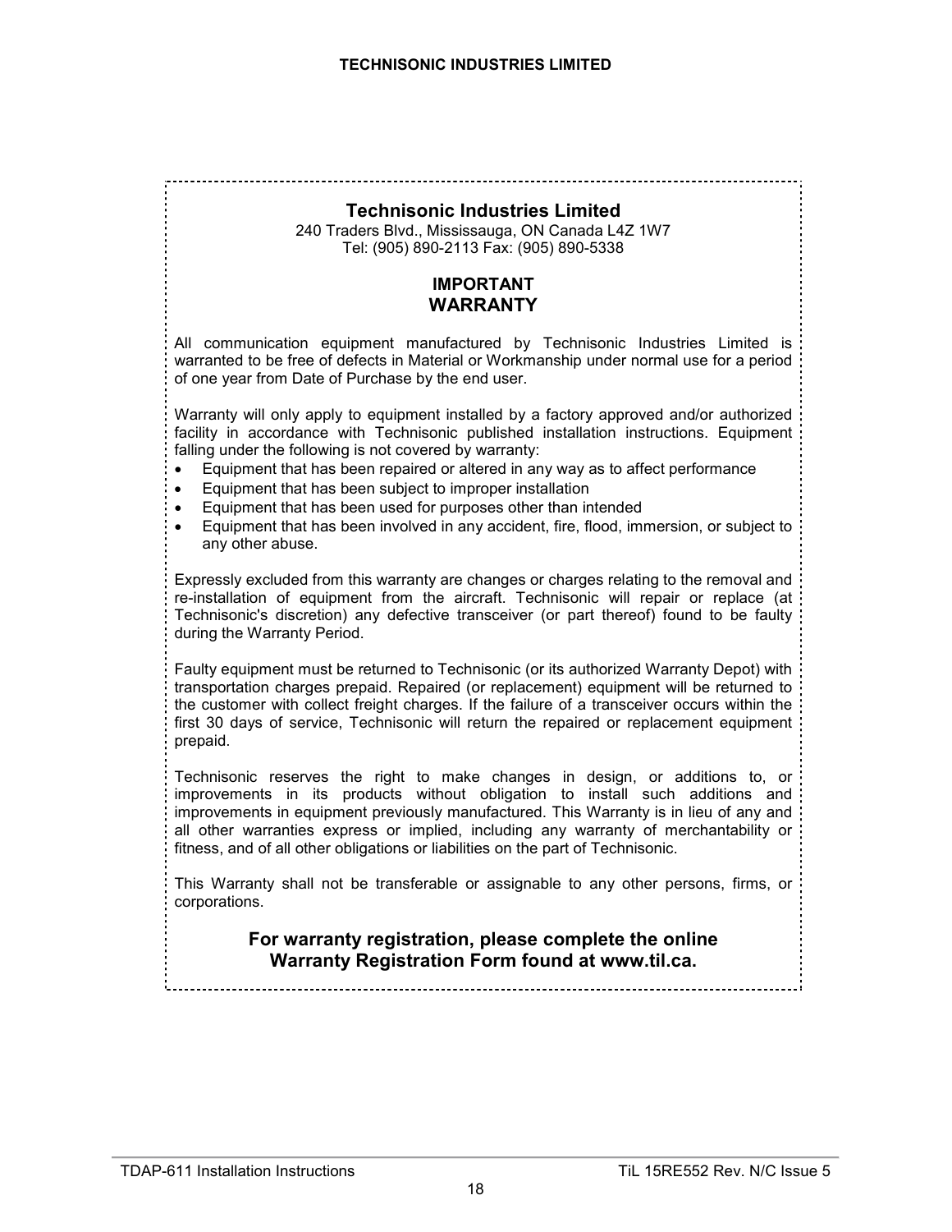## Technisonic Industries Limited

240 Traders Blvd., Mississauga, ON Canada L4Z 1W7
Tel: (905) 890-2113 Fax: (905) 890-5338

### IMPORTANT
### WARRANTY

All communication equipment manufactured by Technisonic Industries Limited is warranted to be free of defects in Material or Workmanship under normal use for a period of one year from Date of Purchase by the end user.

Warranty will only apply to equipment installed by a factory approved and/or authorized facility in accordance with Technisonic published installation instructions. Equipment falling under the following is not covered by warranty:

- Equipment that has been repaired or altered in any way as to affect performance
- Equipment that has been subject to improper installation
- Equipment that has been used for purposes other than intended
- Equipment that has been involved in any accident, fire, flood, immersion, or subject to any other abuse.

Expressly excluded from this warranty are changes or charges relating to the removal and re-installation of equipment from the aircraft. Technisonic will repair or replace (at Technisonic's discretion) any defective transceiver (or part thereof) found to be faulty during the Warranty Period.

Faulty equipment must be returned to Technisonic (or its authorized Warranty Depot) with transportation charges prepaid. Repaired (or replacement) equipment will be returned to the customer with collect freight charges. If the failure of a transceiver occurs within the first 30 days of service, Technisonic will return the repaired or replacement equipment prepaid.

Technisonic reserves the right to make changes in design, or additions to, or improvements in its products without obligation to install such additions and improvements in equipment previously manufactured. This Warranty is in lieu of any and all other warranties express or implied, including any warranty of merchantability or fitness, and of all other obligations or liabilities on the part of Technisonic.

This Warranty shall not be transferable or assignable to any other persons, firms, or corporations.

**For warranty registration, please complete the online Warranty Registration Form found at www.til.ca.**